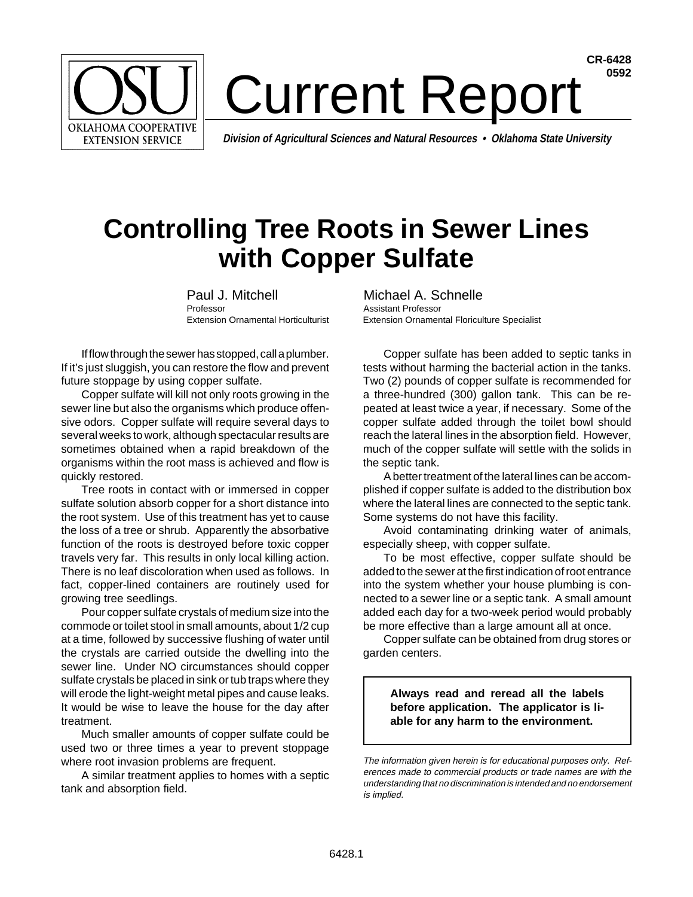**CR-6428**
**0592**

OSU OKLAHOMA COOPERATIVE EXTENSION SERVICE

# Current Report

***Division of Agricultural Sciences and Natural Resources • Oklahoma State University***

# Controlling Tree Roots in Sewer Lines with Copper Sulfate

Paul J. Mitchell
Professor
Extension Ornamental Horticulturist

Michael A. Schnelle
Assistant Professor
Extension Ornamental Floriculture Specialist

If flow through the sewer has stopped, call a plumber. If it's just sluggish, you can restore the flow and prevent future stoppage by using copper sulfate.

Copper sulfate will kill not only roots growing in the sewer line but also the organisms which produce offensive odors. Copper sulfate will require several days to several weeks to work, although spectacular results are sometimes obtained when a rapid breakdown of the organisms within the root mass is achieved and flow is quickly restored.

Tree roots in contact with or immersed in copper sulfate solution absorb copper for a short distance into the root system. Use of this treatment has yet to cause the loss of a tree or shrub. Apparently the absorbative function of the roots is destroyed before toxic copper travels very far. This results in only local killing action. There is no leaf discoloration when used as follows. In fact, copper-lined containers are routinely used for growing tree seedlings.

Pour copper sulfate crystals of medium size into the commode or toilet stool in small amounts, about 1/2 cup at a time, followed by successive flushing of water until the crystals are carried outside the dwelling into the sewer line. Under NO circumstances should copper sulfate crystals be placed in sink or tub traps where they will erode the light-weight metal pipes and cause leaks. It would be wise to leave the house for the day after treatment.

Much smaller amounts of copper sulfate could be used two or three times a year to prevent stoppage where root invasion problems are frequent.

A similar treatment applies to homes with a septic tank and absorption field.

Copper sulfate has been added to septic tanks in tests without harming the bacterial action in the tanks. Two (2) pounds of copper sulfate is recommended for a three-hundred (300) gallon tank. This can be repeated at least twice a year, if necessary. Some of the copper sulfate added through the toilet bowl should reach the lateral lines in the absorption field. However, much of the copper sulfate will settle with the solids in the septic tank.

A better treatment of the lateral lines can be accomplished if copper sulfate is added to the distribution box where the lateral lines are connected to the septic tank. Some systems do not have this facility.

Avoid contaminating drinking water of animals, especially sheep, with copper sulfate.

To be most effective, copper sulfate should be added to the sewer at the first indication of root entrance into the system whether your house plumbing is connected to a sewer line or a septic tank. A small amount added each day for a two-week period would probably be more effective than a large amount all at once.

Copper sulfate can be obtained from drug stores or garden centers.

**Always read and reread all the labels before application. The applicator is liable for any harm to the environment.**

*The information given herein is for educational purposes only. References made to commercial products or trade names are with the understanding that no discrimination is intended and no endorsement is implied.*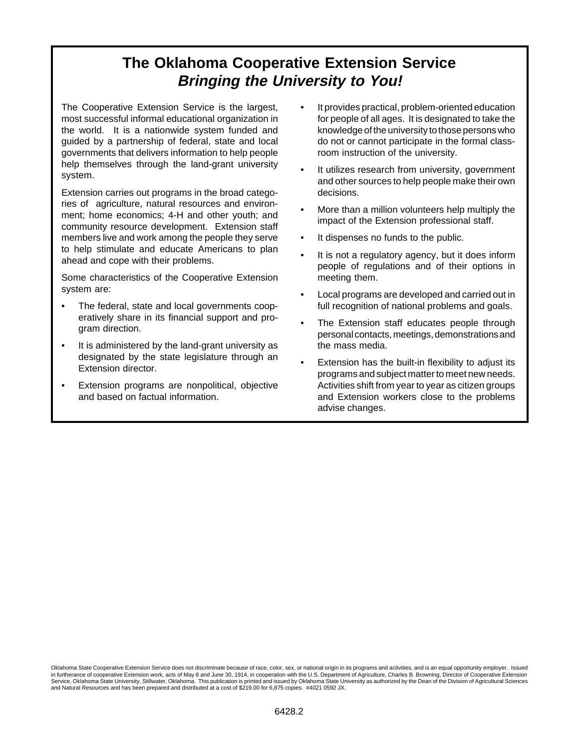# The Oklahoma Cooperative Extension Service

## *Bringing the University to You!*

The Cooperative Extension Service is the largest, most successful informal educational organization in the world. It is a nationwide system funded and guided by a partnership of federal, state and local governments that delivers information to help people help themselves through the land-grant university system.

Extension carries out programs in the broad categories of agriculture, natural resources and environment; home economics; 4-H and other youth; and community resource development. Extension staff members live and work among the people they serve to help stimulate and educate Americans to plan ahead and cope with their problems.

Some characteristics of the Cooperative Extension system are:

- The federal, state and local governments cooperatively share in its financial support and program direction.
- It is administered by the land-grant university as designated by the state legislature through an Extension director.
- Extension programs are nonpolitical, objective and based on factual information.
- It provides practical, problem-oriented education for people of all ages. It is designated to take the knowledge of the university to those persons who do not or cannot participate in the formal classroom instruction of the university.
- It utilizes research from university, government and other sources to help people make their own decisions.
- More than a million volunteers help multiply the impact of the Extension professional staff.
- It dispenses no funds to the public.
- It is not a regulatory agency, but it does inform people of regulations and of their options in meeting them.
- Local programs are developed and carried out in full recognition of national problems and goals.
- The Extension staff educates people through personal contacts, meetings, demonstrations and the mass media.
- Extension has the built-in flexibility to adjust its programs and subject matter to meet new needs. Activities shift from year to year as citizen groups and Extension workers close to the problems advise changes.

Oklahoma State Cooperative Extension Service does not discriminate because of race, color, sex, or national origin in its programs and activities, and is an equal opportunity employer. Issued in furtherance of cooperative Extension work, acts of May 8 and June 30, 1914, in cooperation with the U.S. Department of Agriculture, Charles B. Browning, Director of Cooperative Extension Service, Oklahoma State University, Stillwater, Oklahoma. This publication is printed and issued by Oklahoma State University as authorized by the Dean of the Division of Agricultural Sciences and Natural Resources and has been prepared and distributed at a cost of $219.00 for 6,875 copies. #4021 0592 JX.

6428.2